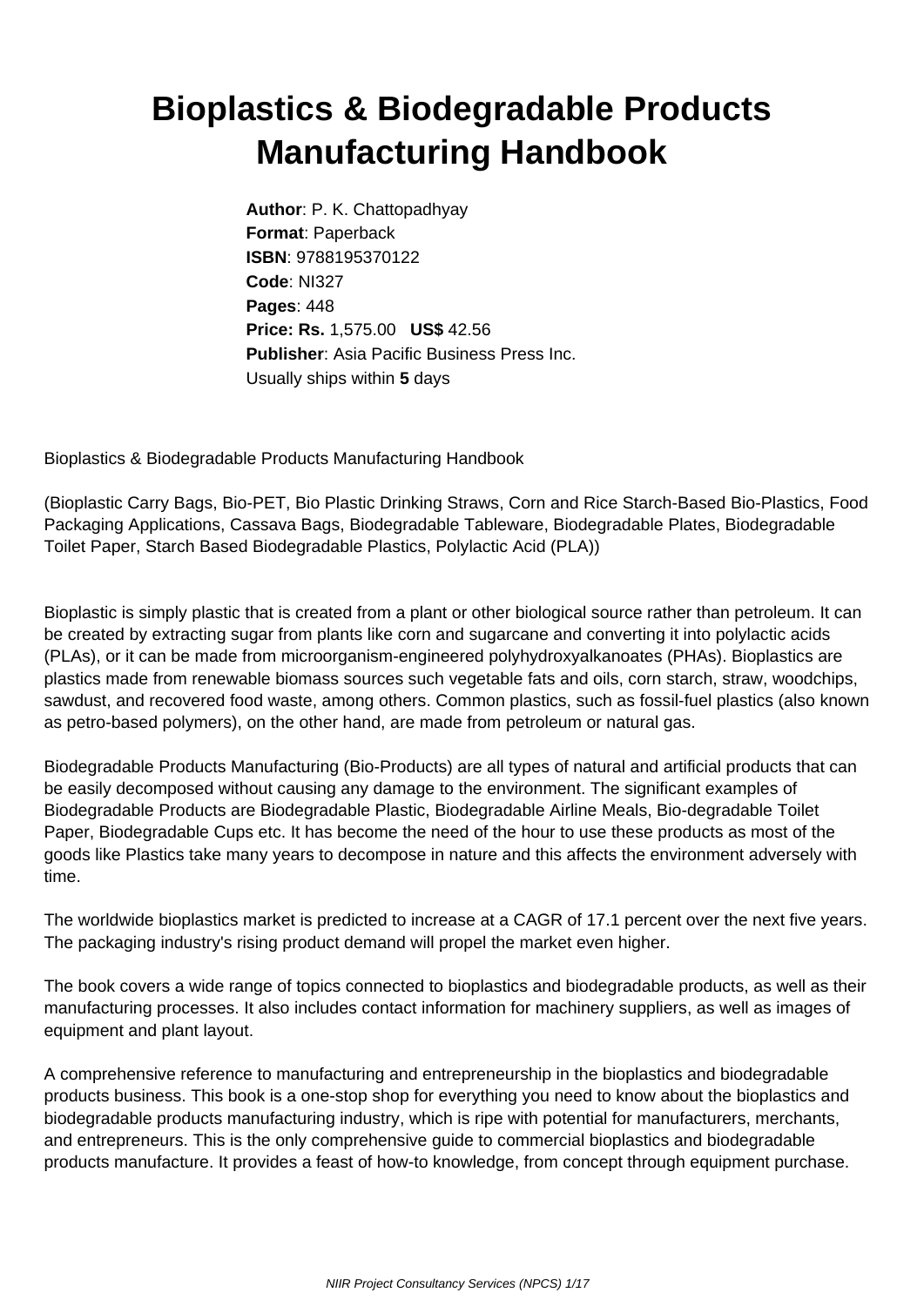# Bioplastics & Biodegradable Products Manufacturing Handbook

**Author**: P. K. Chattopadhyay
**Format**: Paperback
**ISBN**: 9788195370122
**Code**: NI327
**Pages**: 448
**Price: Rs.** 1,575.00 **US$** 42.56
**Publisher**: Asia Pacific Business Press Inc.
Usually ships within **5** days

Bioplastics & Biodegradable Products Manufacturing Handbook

(Bioplastic Carry Bags, Bio-PET, Bio Plastic Drinking Straws, Corn and Rice Starch-Based Bio-Plastics, Food Packaging Applications, Cassava Bags, Biodegradable Tableware, Biodegradable Plates, Biodegradable Toilet Paper, Starch Based Biodegradable Plastics, Polylactic Acid (PLA))

Bioplastic is simply plastic that is created from a plant or other biological source rather than petroleum. It can be created by extracting sugar from plants like corn and sugarcane and converting it into polylactic acids (PLAs), or it can be made from microorganism-engineered polyhydroxyalkanoates (PHAs). Bioplastics are plastics made from renewable biomass sources such vegetable fats and oils, corn starch, straw, woodchips, sawdust, and recovered food waste, among others. Common plastics, such as fossil-fuel plastics (also known as petro-based polymers), on the other hand, are made from petroleum or natural gas.

Biodegradable Products Manufacturing (Bio-Products) are all types of natural and artificial products that can be easily decomposed without causing any damage to the environment. The significant examples of Biodegradable Products are Biodegradable Plastic, Biodegradable Airline Meals, Bio-degradable Toilet Paper, Biodegradable Cups etc. It has become the need of the hour to use these products as most of the goods like Plastics take many years to decompose in nature and this affects the environment adversely with time.

The worldwide bioplastics market is predicted to increase at a CAGR of 17.1 percent over the next five years. The packaging industry's rising product demand will propel the market even higher.

The book covers a wide range of topics connected to bioplastics and biodegradable products, as well as their manufacturing processes. It also includes contact information for machinery suppliers, as well as images of equipment and plant layout.

A comprehensive reference to manufacturing and entrepreneurship in the bioplastics and biodegradable products business. This book is a one-stop shop for everything you need to know about the bioplastics and biodegradable products manufacturing industry, which is ripe with potential for manufacturers, merchants, and entrepreneurs. This is the only comprehensive guide to commercial bioplastics and biodegradable products manufacture. It provides a feast of how-to knowledge, from concept through equipment purchase.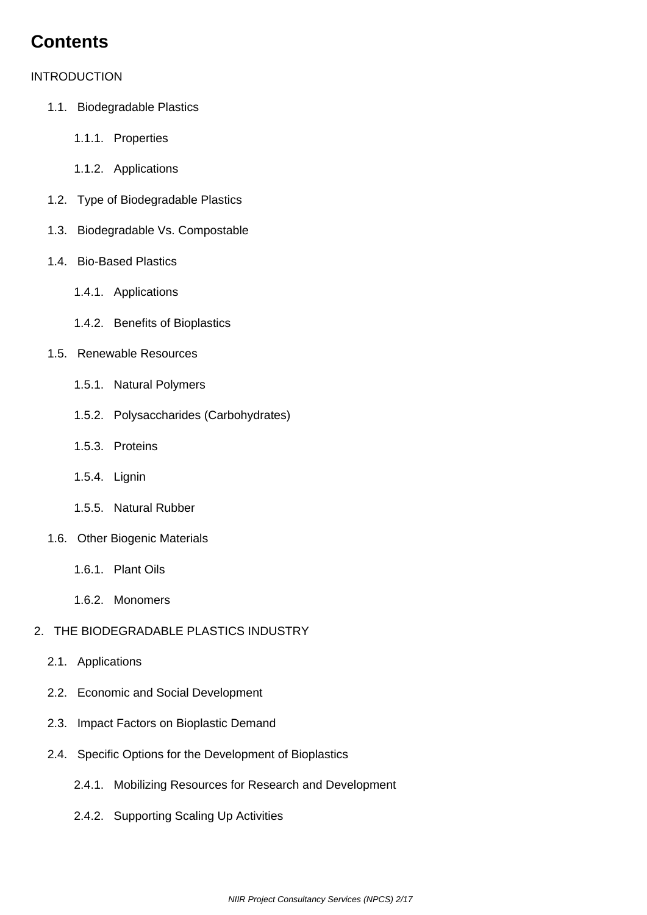# Contents

INTRODUCTION

- 1.1. Biodegradable Plastics
  - 1.1.1. Properties
  - 1.1.2. Applications
- 1.2. Type of Biodegradable Plastics
- 1.3. Biodegradable Vs. Compostable
- 1.4. Bio-Based Plastics
  - 1.4.1. Applications
  - 1.4.2. Benefits of Bioplastics
- 1.5. Renewable Resources
  - 1.5.1. Natural Polymers
  - 1.5.2. Polysaccharides (Carbohydrates)
  - 1.5.3. Proteins
  - 1.5.4. Lignin
  - 1.5.5. Natural Rubber
- 1.6. Other Biogenic Materials
  - 1.6.1. Plant Oils
  - 1.6.2. Monomers

2. THE BIODEGRADABLE PLASTICS INDUSTRY

- 2.1. Applications
- 2.2. Economic and Social Development
- 2.3. Impact Factors on Bioplastic Demand
- 2.4. Specific Options for the Development of Bioplastics
  - 2.4.1. Mobilizing Resources for Research and Development
  - 2.4.2. Supporting Scaling Up Activities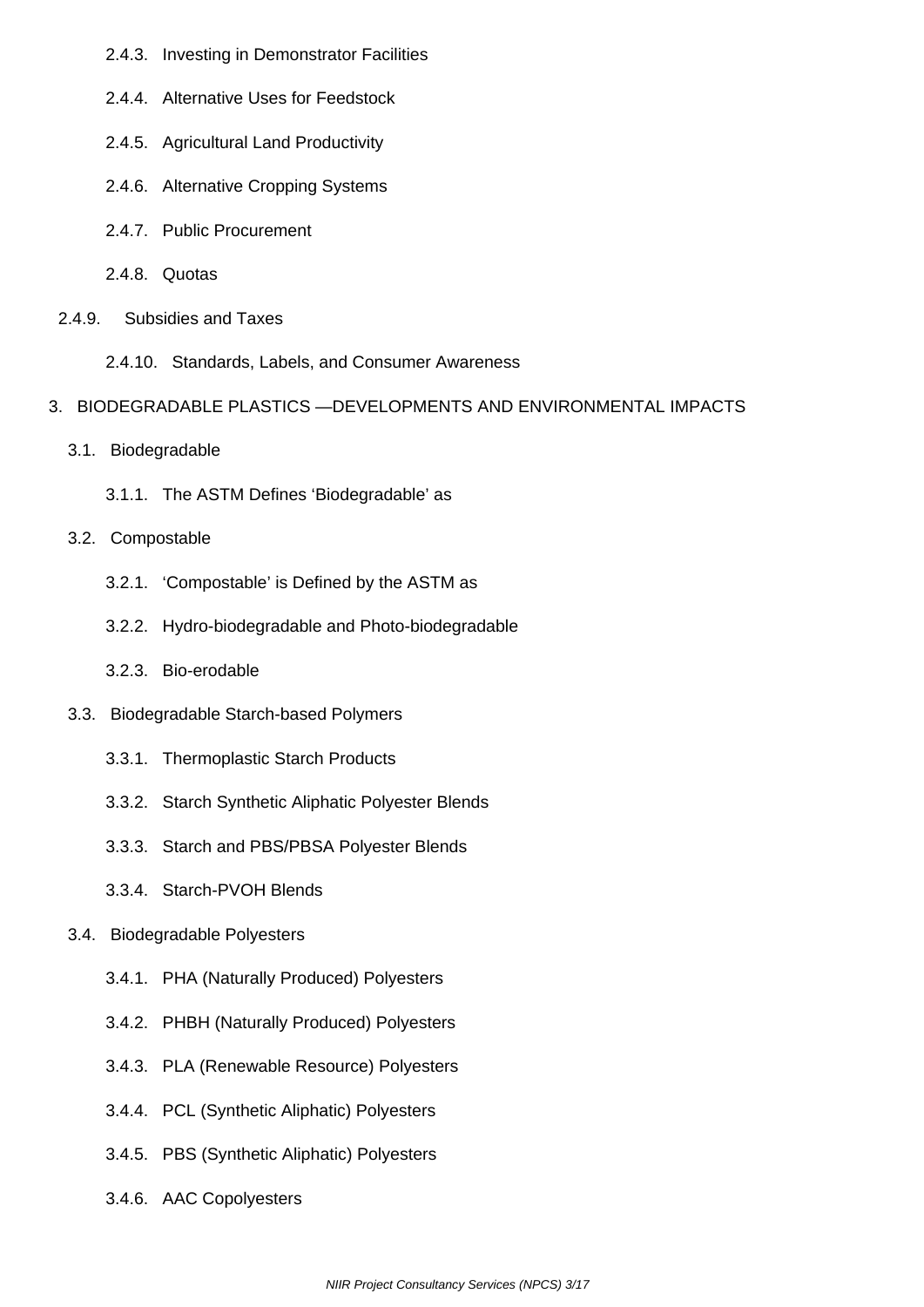- 2.4.3. Investing in Demonstrator Facilities
- 2.4.4. Alternative Uses for Feedstock
- 2.4.5. Agricultural Land Productivity
- 2.4.6. Alternative Cropping Systems
- 2.4.7. Public Procurement
- 2.4.8. Quotas
- 2.4.9. Subsidies and Taxes
- 2.4.10. Standards, Labels, and Consumer Awareness

3. BIODEGRADABLE PLASTICS —DEVELOPMENTS AND ENVIRONMENTAL IMPACTS

- 3.1. Biodegradable
  - 3.1.1. The ASTM Defines 'Biodegradable' as
- 3.2. Compostable
  - 3.2.1. 'Compostable' is Defined by the ASTM as
  - 3.2.2. Hydro-biodegradable and Photo-biodegradable
  - 3.2.3. Bio-erodable
- 3.3. Biodegradable Starch-based Polymers
  - 3.3.1. Thermoplastic Starch Products
  - 3.3.2. Starch Synthetic Aliphatic Polyester Blends
  - 3.3.3. Starch and PBS/PBSA Polyester Blends
  - 3.3.4. Starch-PVOH Blends
- 3.4. Biodegradable Polyesters
  - 3.4.1. PHA (Naturally Produced) Polyesters
  - 3.4.2. PHBH (Naturally Produced) Polyesters
  - 3.4.3. PLA (Renewable Resource) Polyesters
  - 3.4.4. PCL (Synthetic Aliphatic) Polyesters
  - 3.4.5. PBS (Synthetic Aliphatic) Polyesters
  - 3.4.6. AAC Copolyesters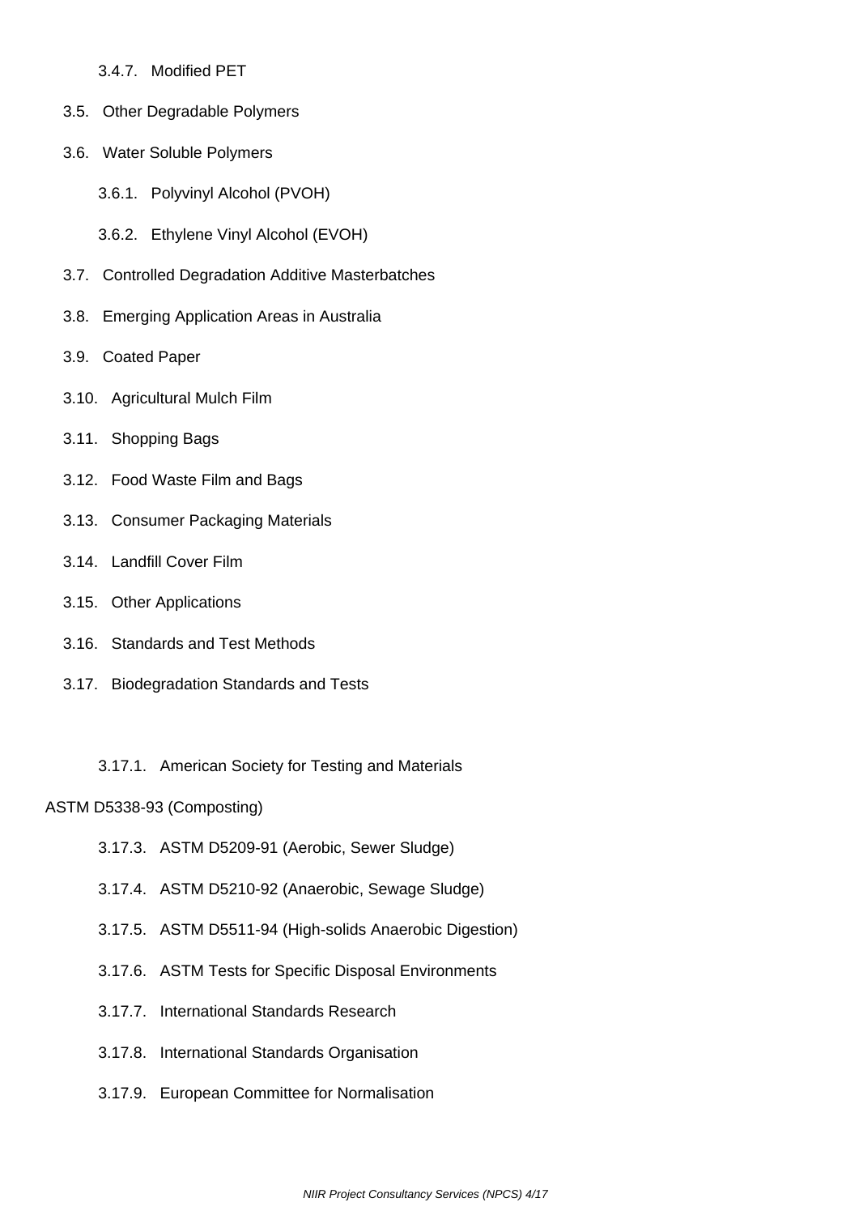- 3.4.7. Modified PET
- 3.5. Other Degradable Polymers
- 3.6. Water Soluble Polymers
  - 3.6.1. Polyvinyl Alcohol (PVOH)
  - 3.6.2. Ethylene Vinyl Alcohol (EVOH)
- 3.7. Controlled Degradation Additive Masterbatches
- 3.8. Emerging Application Areas in Australia
- 3.9. Coated Paper
- 3.10. Agricultural Mulch Film
- 3.11. Shopping Bags
- 3.12. Food Waste Film and Bags
- 3.13. Consumer Packaging Materials
- 3.14. Landfill Cover Film
- 3.15. Other Applications
- 3.16. Standards and Test Methods
- 3.17. Biodegradation Standards and Tests
  - 3.17.1. American Society for Testing and Materials

ASTM D5338-93 (Composting)

  - 3.17.3. ASTM D5209-91 (Aerobic, Sewer Sludge)
  - 3.17.4. ASTM D5210-92 (Anaerobic, Sewage Sludge)
  - 3.17.5. ASTM D5511-94 (High-solids Anaerobic Digestion)
  - 3.17.6. ASTM Tests for Specific Disposal Environments
  - 3.17.7. International Standards Research
  - 3.17.8. International Standards Organisation
  - 3.17.9. European Committee for Normalisation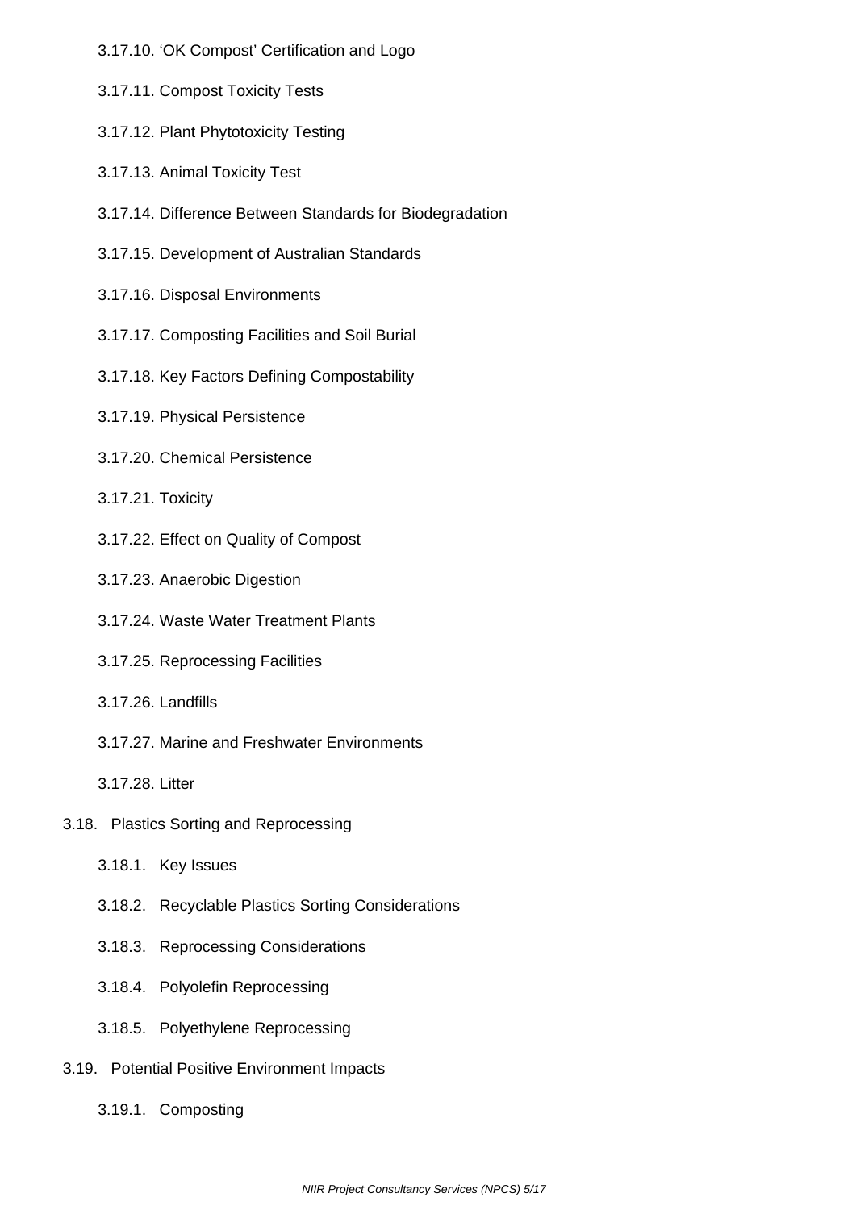- 3.17.10. 'OK Compost' Certification and Logo
- 3.17.11. Compost Toxicity Tests
- 3.17.12. Plant Phytotoxicity Testing
- 3.17.13. Animal Toxicity Test
- 3.17.14. Difference Between Standards for Biodegradation
- 3.17.15. Development of Australian Standards
- 3.17.16. Disposal Environments
- 3.17.17. Composting Facilities and Soil Burial
- 3.17.18. Key Factors Defining Compostability
- 3.17.19. Physical Persistence
- 3.17.20. Chemical Persistence
- 3.17.21. Toxicity
- 3.17.22. Effect on Quality of Compost
- 3.17.23. Anaerobic Digestion
- 3.17.24. Waste Water Treatment Plants
- 3.17.25. Reprocessing Facilities
- 3.17.26. Landfills
- 3.17.27. Marine and Freshwater Environments
- 3.17.28. Litter

3.18. Plastics Sorting and Reprocessing

- 3.18.1. Key Issues
- 3.18.2. Recyclable Plastics Sorting Considerations
- 3.18.3. Reprocessing Considerations
- 3.18.4. Polyolefin Reprocessing
- 3.18.5. Polyethylene Reprocessing

3.19. Potential Positive Environment Impacts

- 3.19.1. Composting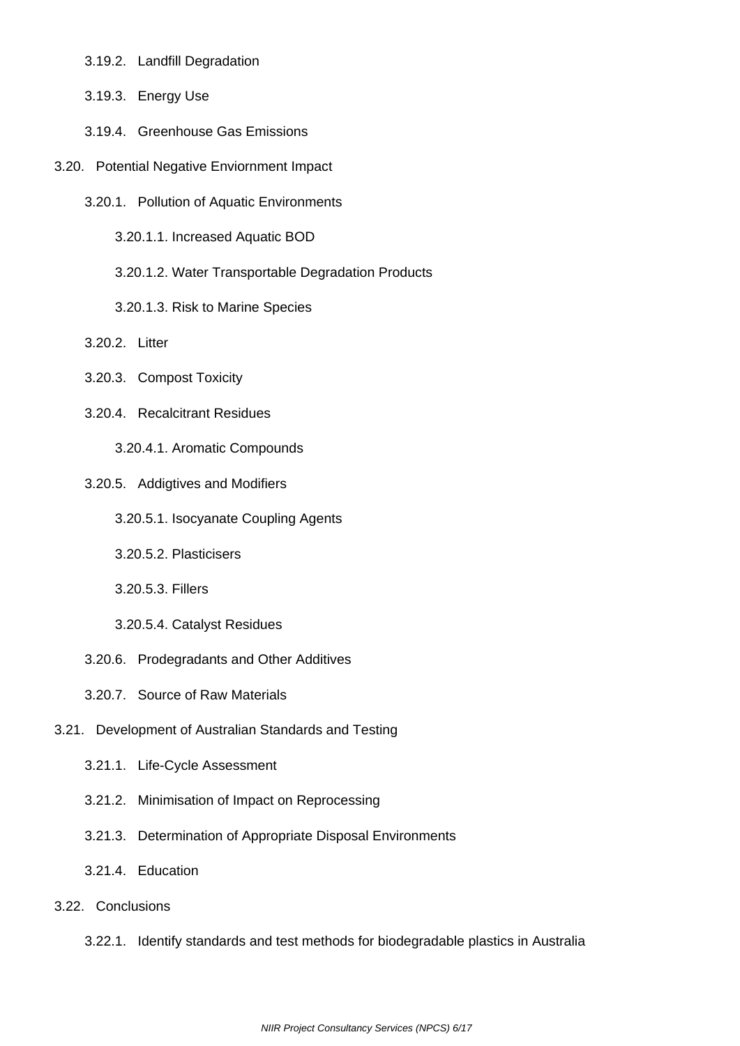- 3.19.2. Landfill Degradation
- 3.19.3. Energy Use
- 3.19.4. Greenhouse Gas Emissions

3.20. Potential Negative Enviornment Impact

- 3.20.1. Pollution of Aquatic Environments
  - 3.20.1.1. Increased Aquatic BOD
  - 3.20.1.2. Water Transportable Degradation Products
  - 3.20.1.3. Risk to Marine Species
- 3.20.2. Litter
- 3.20.3. Compost Toxicity
- 3.20.4. Recalcitrant Residues
  - 3.20.4.1. Aromatic Compounds
- 3.20.5. Addigtives and Modifiers
  - 3.20.5.1. Isocyanate Coupling Agents
  - 3.20.5.2. Plasticisers
  - 3.20.5.3. Fillers
  - 3.20.5.4. Catalyst Residues
- 3.20.6. Prodegradants and Other Additives
- 3.20.7. Source of Raw Materials

3.21. Development of Australian Standards and Testing

- 3.21.1. Life-Cycle Assessment
- 3.21.2. Minimisation of Impact on Reprocessing
- 3.21.3. Determination of Appropriate Disposal Environments
- 3.21.4. Education

3.22. Conclusions

- 3.22.1. Identify standards and test methods for biodegradable plastics in Australia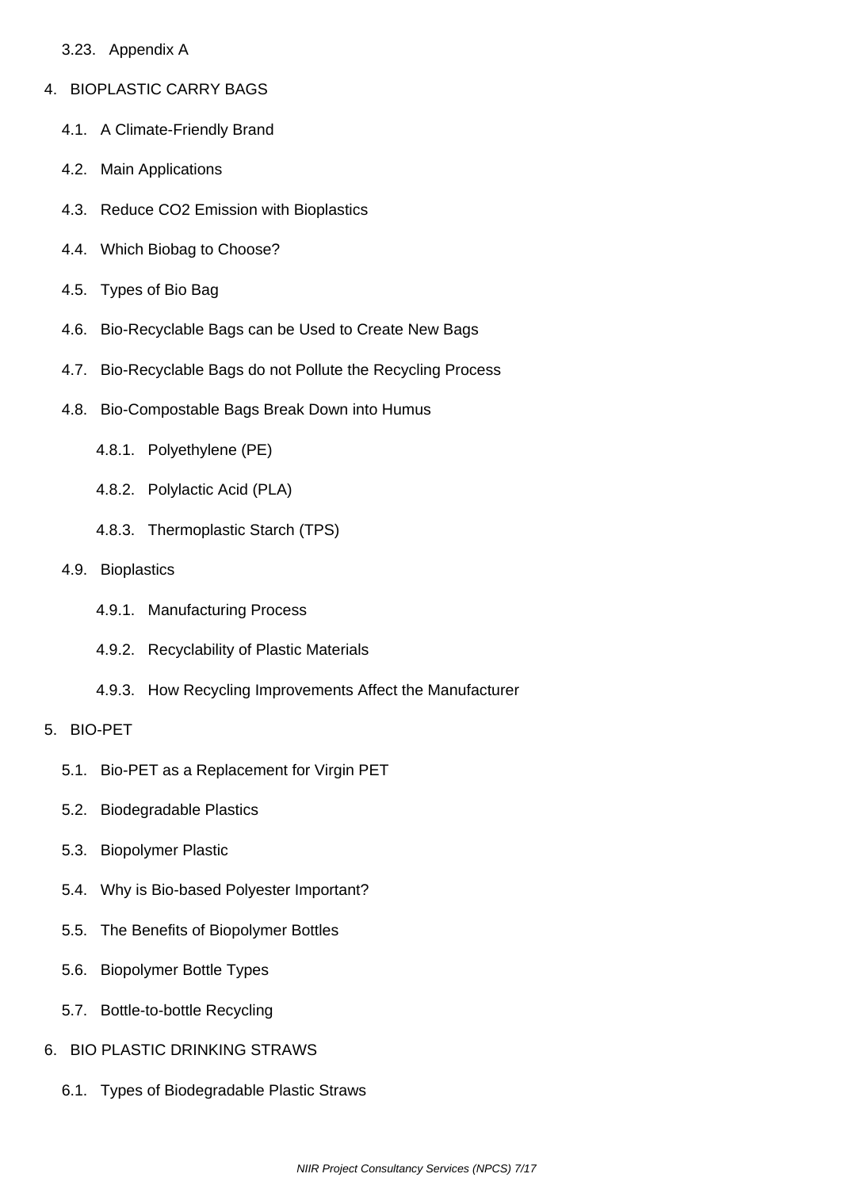3.23. Appendix A

4. BIOPLASTIC CARRY BAGS

    4.1. A Climate-Friendly Brand

    4.2. Main Applications

    4.3. Reduce CO2 Emission with Bioplastics

    4.4. Which Biobag to Choose?

    4.5. Types of Bio Bag

    4.6. Bio-Recyclable Bags can be Used to Create New Bags

    4.7. Bio-Recyclable Bags do not Pollute the Recycling Process

    4.8. Bio-Compostable Bags Break Down into Humus

        4.8.1. Polyethylene (PE)

        4.8.2. Polylactic Acid (PLA)

        4.8.3. Thermoplastic Starch (TPS)

    4.9. Bioplastics

        4.9.1. Manufacturing Process

        4.9.2. Recyclability of Plastic Materials

        4.9.3. How Recycling Improvements Affect the Manufacturer

5. BIO-PET

    5.1. Bio-PET as a Replacement for Virgin PET

    5.2. Biodegradable Plastics

    5.3. Biopolymer Plastic

    5.4. Why is Bio-based Polyester Important?

    5.5. The Benefits of Biopolymer Bottles

    5.6. Biopolymer Bottle Types

    5.7. Bottle-to-bottle Recycling

6. BIO PLASTIC DRINKING STRAWS

    6.1. Types of Biodegradable Plastic Straws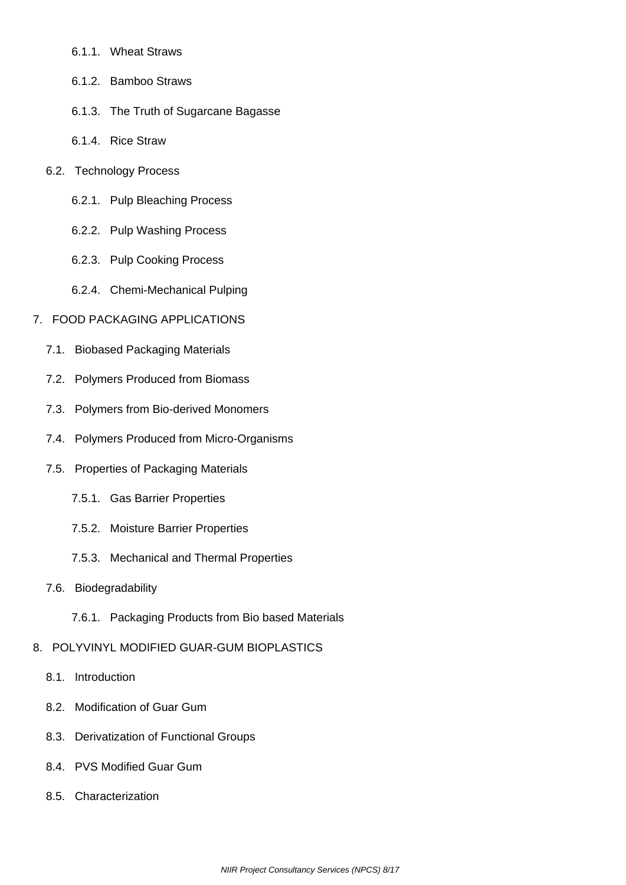- 6.1.1. Wheat Straws
- 6.1.2. Bamboo Straws
- 6.1.3. The Truth of Sugarcane Bagasse
- 6.1.4. Rice Straw

- 6.2. Technology Process
  - 6.2.1. Pulp Bleaching Process
  - 6.2.2. Pulp Washing Process
  - 6.2.3. Pulp Cooking Process
  - 6.2.4. Chemi-Mechanical Pulping

7. FOOD PACKAGING APPLICATIONS

- 7.1. Biobased Packaging Materials
- 7.2. Polymers Produced from Biomass
- 7.3. Polymers from Bio-derived Monomers
- 7.4. Polymers Produced from Micro-Organisms
- 7.5. Properties of Packaging Materials
  - 7.5.1. Gas Barrier Properties
  - 7.5.2. Moisture Barrier Properties
  - 7.5.3. Mechanical and Thermal Properties
- 7.6. Biodegradability
  - 7.6.1. Packaging Products from Bio based Materials

8. POLYVINYL MODIFIED GUAR-GUM BIOPLASTICS

- 8.1. Introduction
- 8.2. Modification of Guar Gum
- 8.3. Derivatization of Functional Groups
- 8.4. PVS Modified Guar Gum
- 8.5. Characterization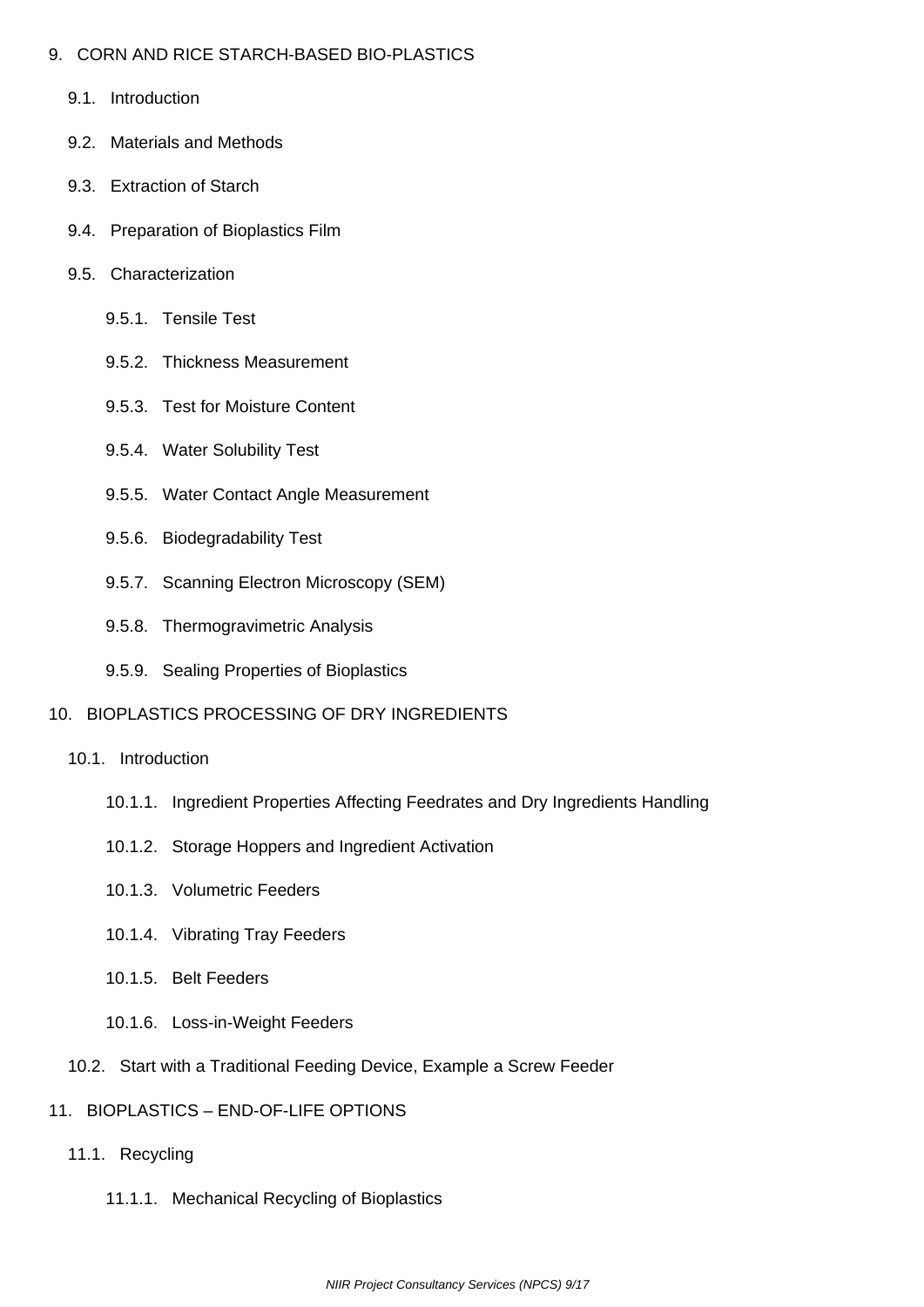9. CORN AND RICE STARCH-BASED BIO-PLASTICS
   - 9.1. Introduction
   - 9.2. Materials and Methods
   - 9.3. Extraction of Starch
   - 9.4. Preparation of Bioplastics Film
   - 9.5. Characterization
     - 9.5.1. Tensile Test
     - 9.5.2. Thickness Measurement
     - 9.5.3. Test for Moisture Content
     - 9.5.4. Water Solubility Test
     - 9.5.5. Water Contact Angle Measurement
     - 9.5.6. Biodegradability Test
     - 9.5.7. Scanning Electron Microscopy (SEM)
     - 9.5.8. Thermogravimetric Analysis
     - 9.5.9. Sealing Properties of Bioplastics

10. BIOPLASTICS PROCESSING OF DRY INGREDIENTS
   - 10.1. Introduction
     - 10.1.1. Ingredient Properties Affecting Feedrates and Dry Ingredients Handling
     - 10.1.2. Storage Hoppers and Ingredient Activation
     - 10.1.3. Volumetric Feeders
     - 10.1.4. Vibrating Tray Feeders
     - 10.1.5. Belt Feeders
     - 10.1.6. Loss-in-Weight Feeders
   - 10.2. Start with a Traditional Feeding Device, Example a Screw Feeder

11. BIOPLASTICS – END-OF-LIFE OPTIONS
   - 11.1. Recycling
     - 11.1.1. Mechanical Recycling of Bioplastics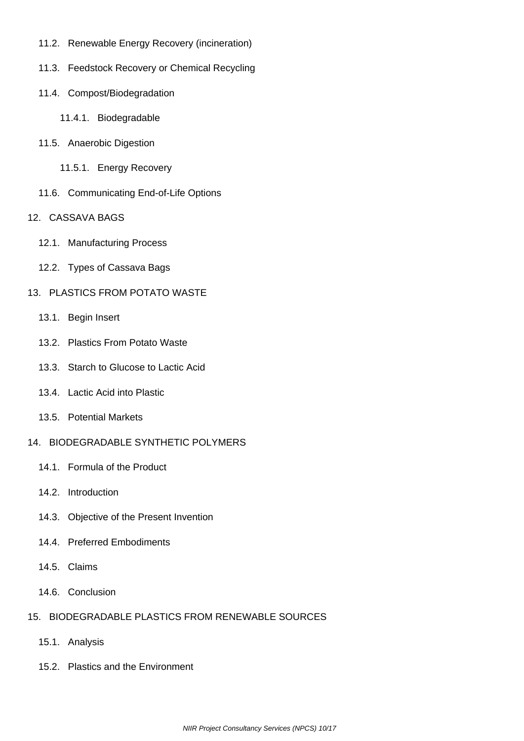- 11.2. Renewable Energy Recovery (incineration)
- 11.3. Feedstock Recovery or Chemical Recycling
- 11.4. Compost/Biodegradation
  - 11.4.1. Biodegradable
- 11.5. Anaerobic Digestion
  - 11.5.1. Energy Recovery
- 11.6. Communicating End-of-Life Options

12. CASSAVA BAGS
- 12.1. Manufacturing Process
- 12.2. Types of Cassava Bags

13. PLASTICS FROM POTATO WASTE
- 13.1. Begin Insert
- 13.2. Plastics From Potato Waste
- 13.3. Starch to Glucose to Lactic Acid
- 13.4. Lactic Acid into Plastic
- 13.5. Potential Markets

14. BIODEGRADABLE SYNTHETIC POLYMERS
- 14.1. Formula of the Product
- 14.2. Introduction
- 14.3. Objective of the Present Invention
- 14.4. Preferred Embodiments
- 14.5. Claims
- 14.6. Conclusion

15. BIODEGRADABLE PLASTICS FROM RENEWABLE SOURCES
- 15.1. Analysis
- 15.2. Plastics and the Environment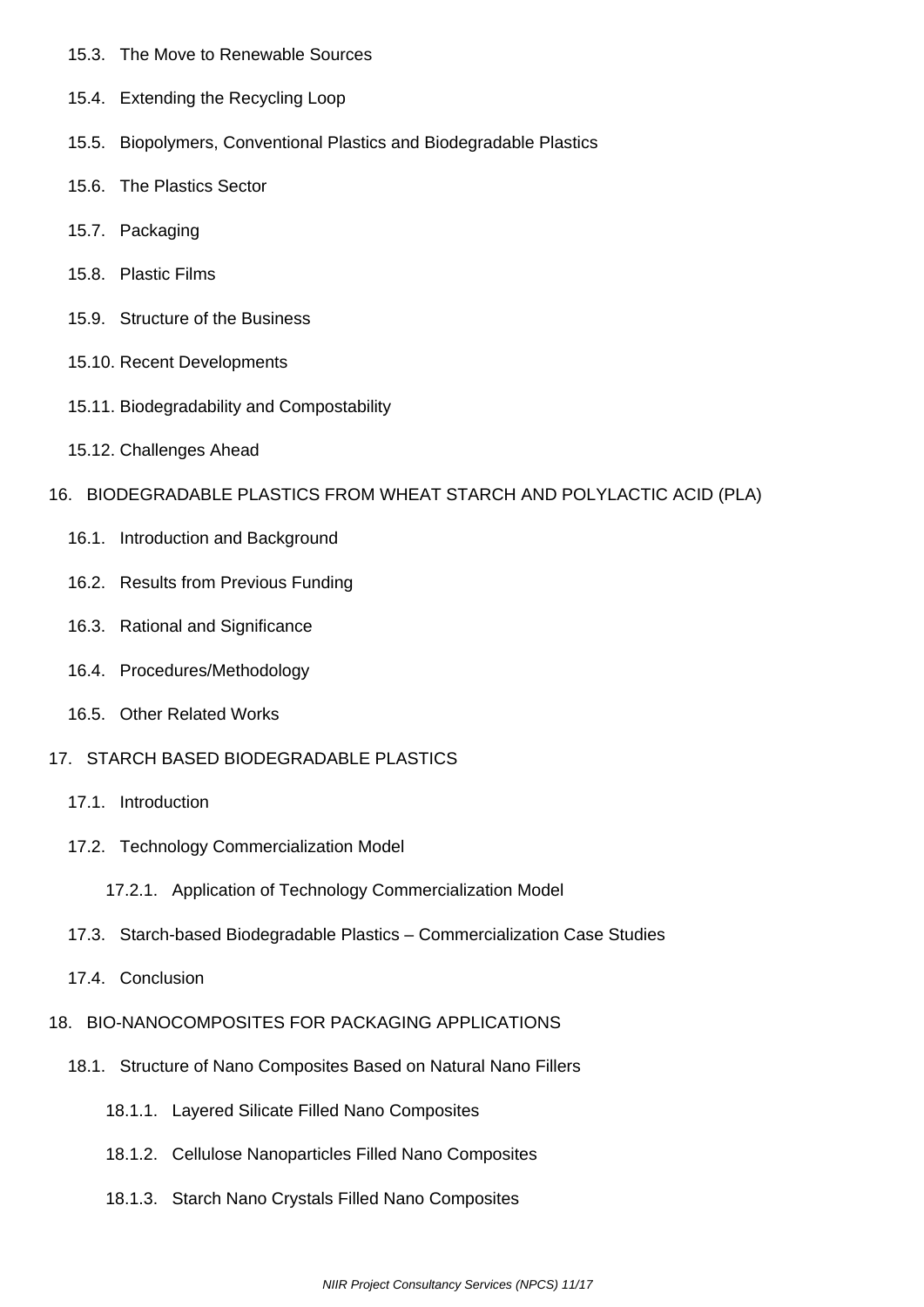- 15.3. The Move to Renewable Sources
- 15.4. Extending the Recycling Loop
- 15.5. Biopolymers, Conventional Plastics and Biodegradable Plastics
- 15.6. The Plastics Sector
- 15.7. Packaging
- 15.8. Plastic Films
- 15.9. Structure of the Business
- 15.10. Recent Developments
- 15.11. Biodegradability and Compostability
- 15.12. Challenges Ahead

16. BIODEGRADABLE PLASTICS FROM WHEAT STARCH AND POLYLACTIC ACID (PLA)
    - 16.1. Introduction and Background
    - 16.2. Results from Previous Funding
    - 16.3. Rational and Significance
    - 16.4. Procedures/Methodology
    - 16.5. Other Related Works

17. STARCH BASED BIODEGRADABLE PLASTICS
    - 17.1. Introduction
    - 17.2. Technology Commercialization Model
        - 17.2.1. Application of Technology Commercialization Model
    - 17.3. Starch-based Biodegradable Plastics – Commercialization Case Studies
    - 17.4. Conclusion

18. BIO-NANOCOMPOSITES FOR PACKAGING APPLICATIONS
    - 18.1. Structure of Nano Composites Based on Natural Nano Fillers
        - 18.1.1. Layered Silicate Filled Nano Composites
        - 18.1.2. Cellulose Nanoparticles Filled Nano Composites
        - 18.1.3. Starch Nano Crystals Filled Nano Composites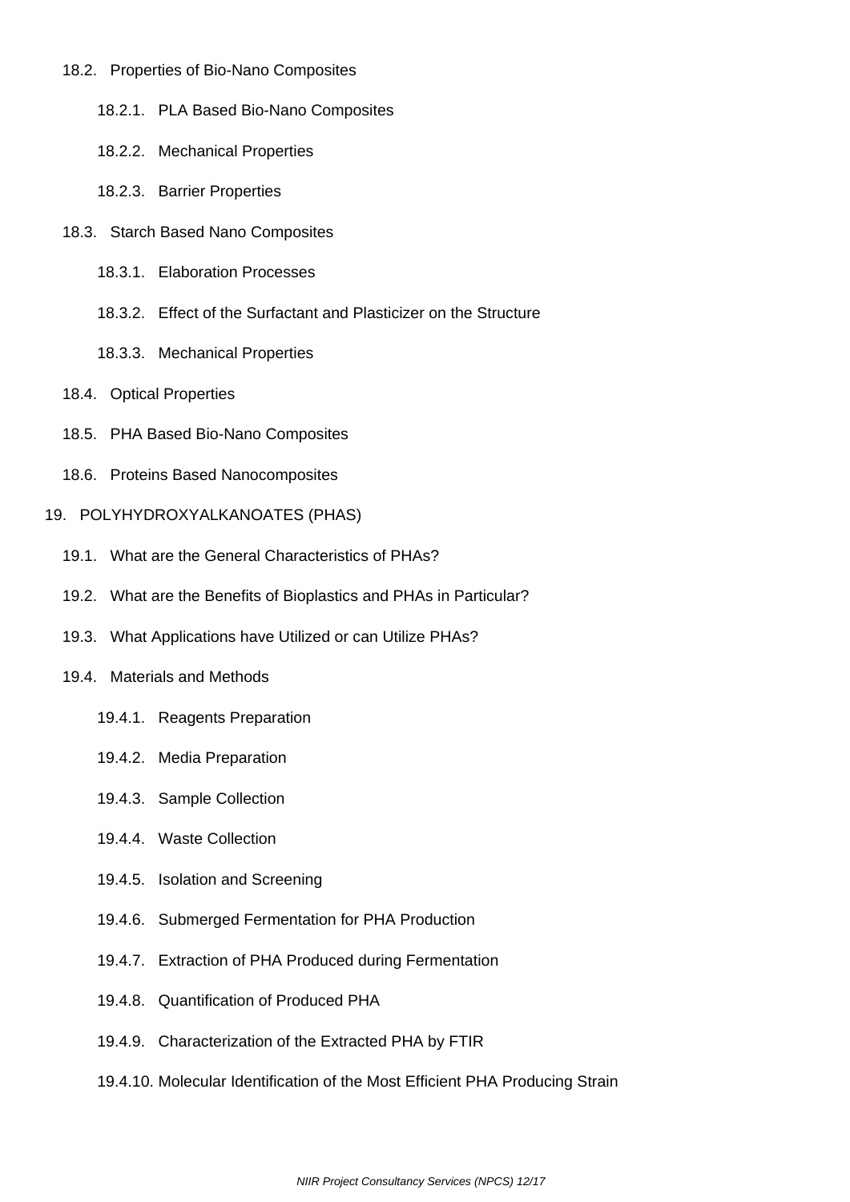- 18.2. Properties of Bio-Nano Composites
  - 18.2.1. PLA Based Bio-Nano Composites
  - 18.2.2. Mechanical Properties
  - 18.2.3. Barrier Properties
- 18.3. Starch Based Nano Composites
  - 18.3.1. Elaboration Processes
  - 18.3.2. Effect of the Surfactant and Plasticizer on the Structure
  - 18.3.3. Mechanical Properties
- 18.4. Optical Properties
- 18.5. PHA Based Bio-Nano Composites
- 18.6. Proteins Based Nanocomposites

19. POLYHYDROXYALKANOATES (PHAS)

- 19.1. What are the General Characteristics of PHAs?
- 19.2. What are the Benefits of Bioplastics and PHAs in Particular?
- 19.3. What Applications have Utilized or can Utilize PHAs?
- 19.4. Materials and Methods
  - 19.4.1. Reagents Preparation
  - 19.4.2. Media Preparation
  - 19.4.3. Sample Collection
  - 19.4.4. Waste Collection
  - 19.4.5. Isolation and Screening
  - 19.4.6. Submerged Fermentation for PHA Production
  - 19.4.7. Extraction of PHA Produced during Fermentation
  - 19.4.8. Quantification of Produced PHA
  - 19.4.9. Characterization of the Extracted PHA by FTIR
  - 19.4.10. Molecular Identification of the Most Efficient PHA Producing Strain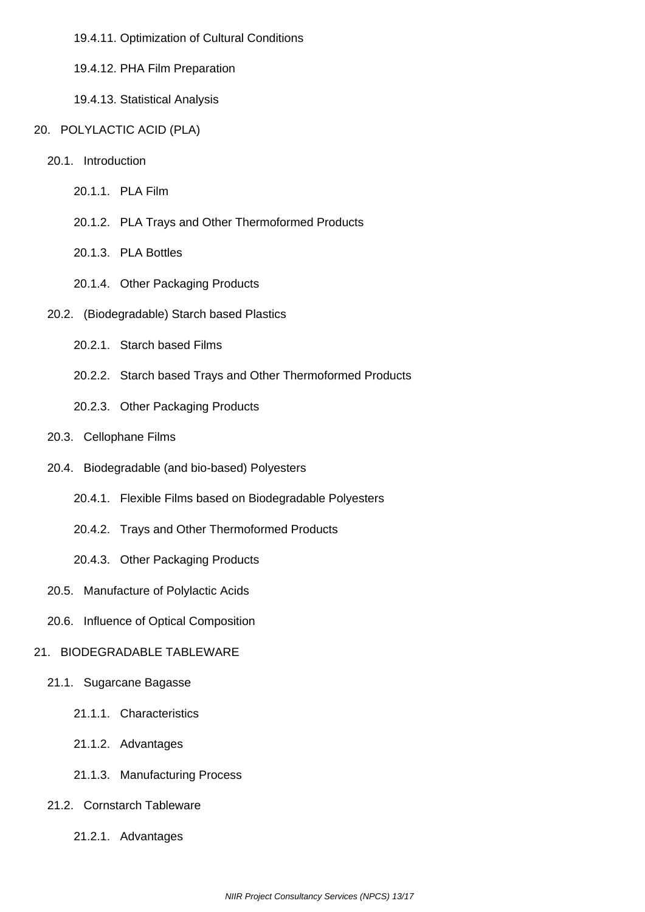19.4.11. Optimization of Cultural Conditions

19.4.12. PHA Film Preparation

19.4.13. Statistical Analysis

20. POLYLACTIC ACID (PLA)

20.1. Introduction

20.1.1. PLA Film

20.1.2. PLA Trays and Other Thermoformed Products

20.1.3. PLA Bottles

20.1.4. Other Packaging Products

20.2. (Biodegradable) Starch based Plastics

20.2.1. Starch based Films

20.2.2. Starch based Trays and Other Thermoformed Products

20.2.3. Other Packaging Products

20.3. Cellophane Films

20.4. Biodegradable (and bio-based) Polyesters

20.4.1. Flexible Films based on Biodegradable Polyesters

20.4.2. Trays and Other Thermoformed Products

20.4.3. Other Packaging Products

20.5. Manufacture of Polylactic Acids

20.6. Influence of Optical Composition

21. BIODEGRADABLE TABLEWARE

21.1. Sugarcane Bagasse

21.1.1. Characteristics

21.1.2. Advantages

21.1.3. Manufacturing Process

21.2. Cornstarch Tableware

21.2.1. Advantages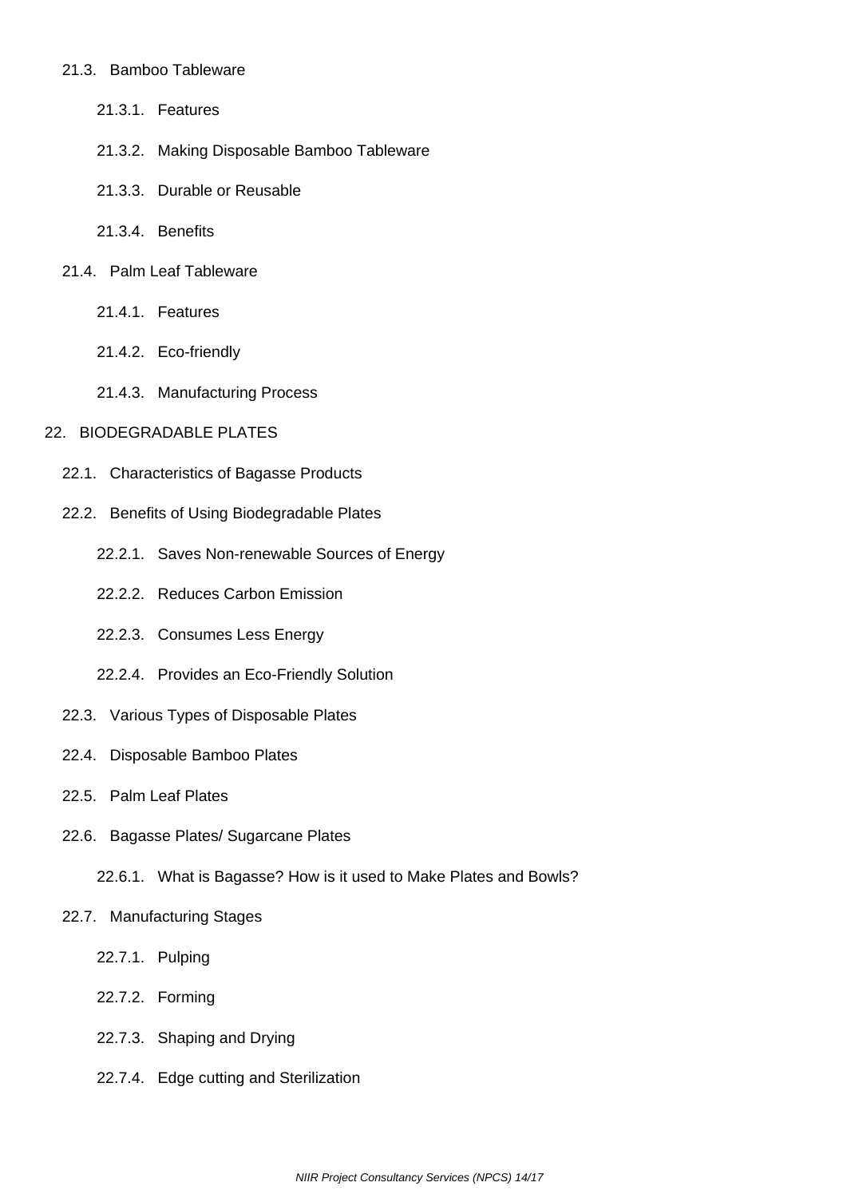- 21.3. Bamboo Tableware
  - 21.3.1. Features
  - 21.3.2. Making Disposable Bamboo Tableware
  - 21.3.3. Durable or Reusable
  - 21.3.4. Benefits
- 21.4. Palm Leaf Tableware
  - 21.4.1. Features
  - 21.4.2. Eco-friendly
  - 21.4.3. Manufacturing Process

22. BIODEGRADABLE PLATES
- 22.1. Characteristics of Bagasse Products
- 22.2. Benefits of Using Biodegradable Plates
  - 22.2.1. Saves Non-renewable Sources of Energy
  - 22.2.2. Reduces Carbon Emission
  - 22.2.3. Consumes Less Energy
  - 22.2.4. Provides an Eco-Friendly Solution
- 22.3. Various Types of Disposable Plates
- 22.4. Disposable Bamboo Plates
- 22.5. Palm Leaf Plates
- 22.6. Bagasse Plates/ Sugarcane Plates
  - 22.6.1. What is Bagasse? How is it used to Make Plates and Bowls?
- 22.7. Manufacturing Stages
  - 22.7.1. Pulping
  - 22.7.2. Forming
  - 22.7.3. Shaping and Drying
  - 22.7.4. Edge cutting and Sterilization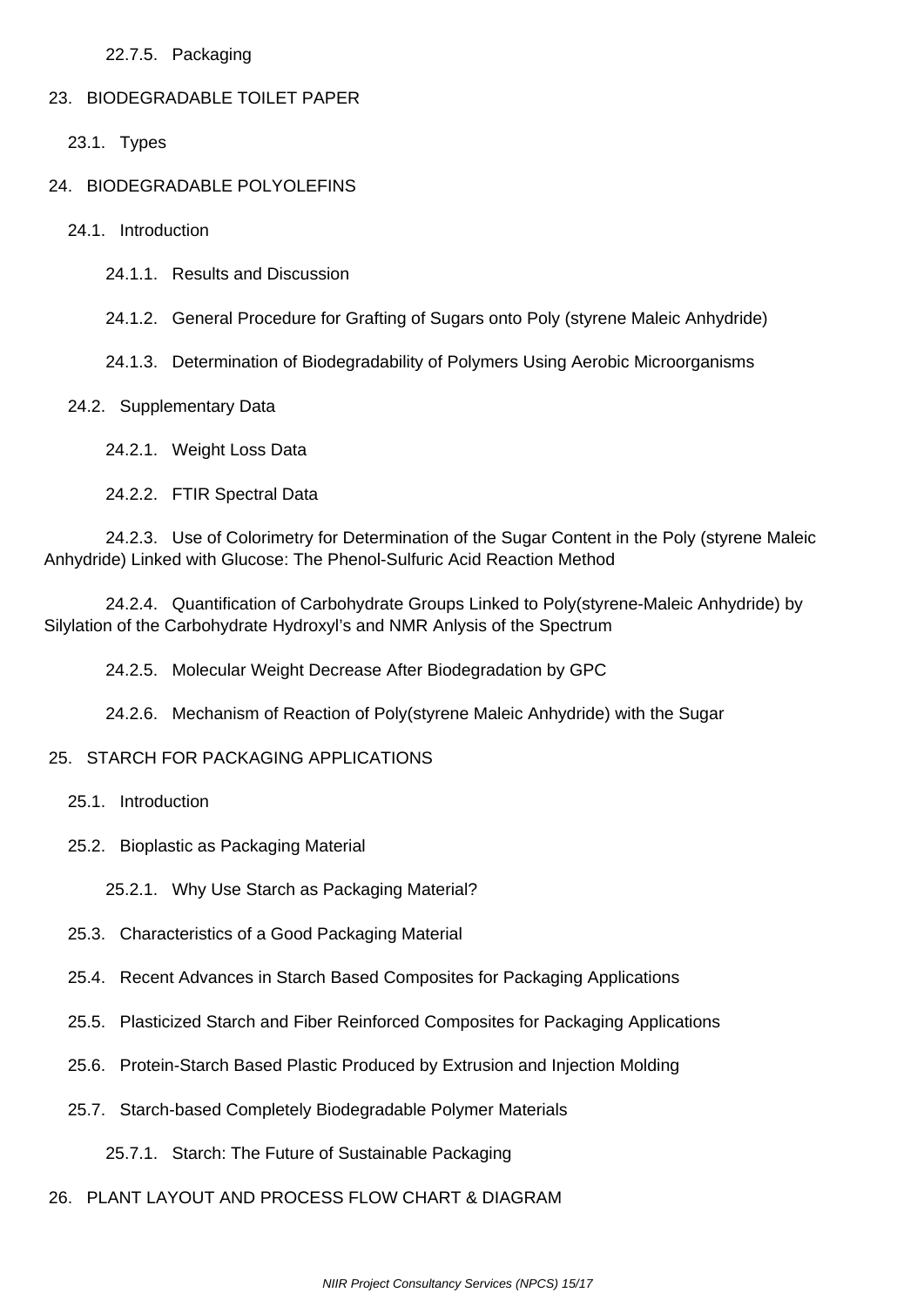22.7.5. Packaging

23. BIODEGRADABLE TOILET PAPER

23.1. Types

24. BIODEGRADABLE POLYOLEFINS

24.1. Introduction

24.1.1. Results and Discussion

24.1.2. General Procedure for Grafting of Sugars onto Poly (styrene Maleic Anhydride)

24.1.3. Determination of Biodegradability of Polymers Using Aerobic Microorganisms

24.2. Supplementary Data

24.2.1. Weight Loss Data

24.2.2. FTIR Spectral Data

24.2.3. Use of Colorimetry for Determination of the Sugar Content in the Poly (styrene Maleic Anhydride) Linked with Glucose: The Phenol-Sulfuric Acid Reaction Method

24.2.4. Quantification of Carbohydrate Groups Linked to Poly(styrene-Maleic Anhydride) by Silylation of the Carbohydrate Hydroxyl's and NMR Anlysis of the Spectrum

24.2.5. Molecular Weight Decrease After Biodegradation by GPC

24.2.6. Mechanism of Reaction of Poly(styrene Maleic Anhydride) with the Sugar

25. STARCH FOR PACKAGING APPLICATIONS

25.1. Introduction

25.2. Bioplastic as Packaging Material

25.2.1. Why Use Starch as Packaging Material?

25.3. Characteristics of a Good Packaging Material

25.4. Recent Advances in Starch Based Composites for Packaging Applications

25.5. Plasticized Starch and Fiber Reinforced Composites for Packaging Applications

25.6. Protein-Starch Based Plastic Produced by Extrusion and Injection Molding

25.7. Starch-based Completely Biodegradable Polymer Materials

25.7.1. Starch: The Future of Sustainable Packaging

26. PLANT LAYOUT AND PROCESS FLOW CHART & DIAGRAM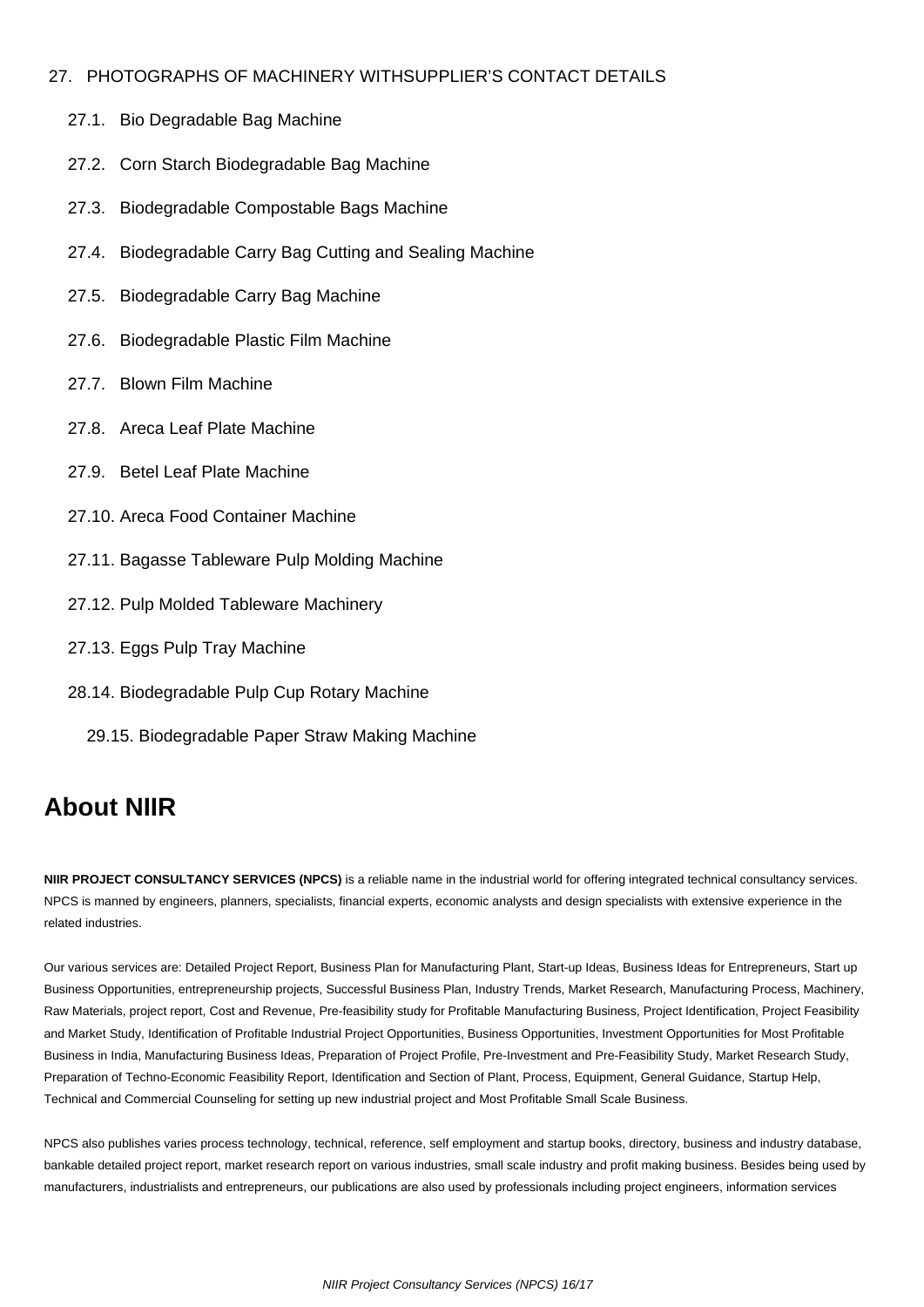27. PHOTOGRAPHS OF MACHINERY WITHSUPPLIER'S CONTACT DETAILS

- 27.1. Bio Degradable Bag Machine
- 27.2. Corn Starch Biodegradable Bag Machine
- 27.3. Biodegradable Compostable Bags Machine
- 27.4. Biodegradable Carry Bag Cutting and Sealing Machine
- 27.5. Biodegradable Carry Bag Machine
- 27.6. Biodegradable Plastic Film Machine
- 27.7. Blown Film Machine
- 27.8. Areca Leaf Plate Machine
- 27.9. Betel Leaf Plate Machine
- 27.10. Areca Food Container Machine
- 27.11. Bagasse Tableware Pulp Molding Machine
- 27.12. Pulp Molded Tableware Machinery
- 27.13. Eggs Pulp Tray Machine
- 28.14. Biodegradable Pulp Cup Rotary Machine
- 29.15. Biodegradable Paper Straw Making Machine

## About NIIR

**NIIR PROJECT CONSULTANCY SERVICES (NPCS)** is a reliable name in the industrial world for offering integrated technical consultancy services. NPCS is manned by engineers, planners, specialists, financial experts, economic analysts and design specialists with extensive experience in the related industries.

Our various services are: Detailed Project Report, Business Plan for Manufacturing Plant, Start-up Ideas, Business Ideas for Entrepreneurs, Start up Business Opportunities, entrepreneurship projects, Successful Business Plan, Industry Trends, Market Research, Manufacturing Process, Machinery, Raw Materials, project report, Cost and Revenue, Pre-feasibility study for Profitable Manufacturing Business, Project Identification, Project Feasibility and Market Study, Identification of Profitable Industrial Project Opportunities, Business Opportunities, Investment Opportunities for Most Profitable Business in India, Manufacturing Business Ideas, Preparation of Project Profile, Pre-Investment and Pre-Feasibility Study, Market Research Study, Preparation of Techno-Economic Feasibility Report, Identification and Section of Plant, Process, Equipment, General Guidance, Startup Help, Technical and Commercial Counseling for setting up new industrial project and Most Profitable Small Scale Business.

NPCS also publishes varies process technology, technical, reference, self employment and startup books, directory, business and industry database, bankable detailed project report, market research report on various industries, small scale industry and profit making business. Besides being used by manufacturers, industrialists and entrepreneurs, our publications are also used by professionals including project engineers, information services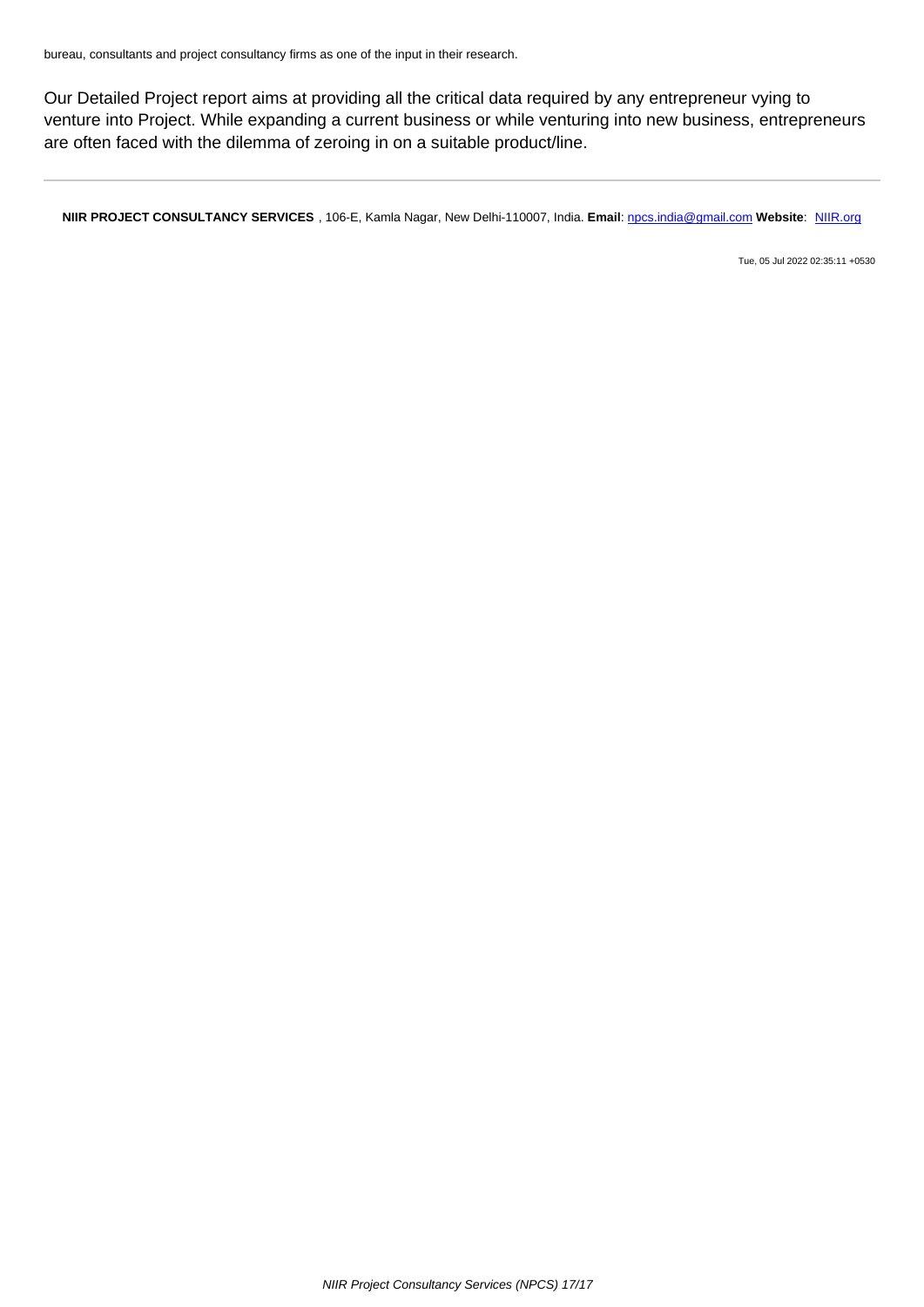bureau, consultants and project consultancy firms as one of the input in their research.

Our Detailed Project report aims at providing all the critical data required by any entrepreneur vying to venture into Project. While expanding a current business or while venturing into new business, entrepreneurs are often faced with the dilemma of zeroing in on a suitable product/line.

---

**NIIR PROJECT CONSULTANCY SERVICES** , 106-E, Kamla Nagar, New Delhi-110007, India. **Email**: npcs.india@gmail.com **Website**: NIIR.org

Tue, 05 Jul 2022 02:35:11 +0530